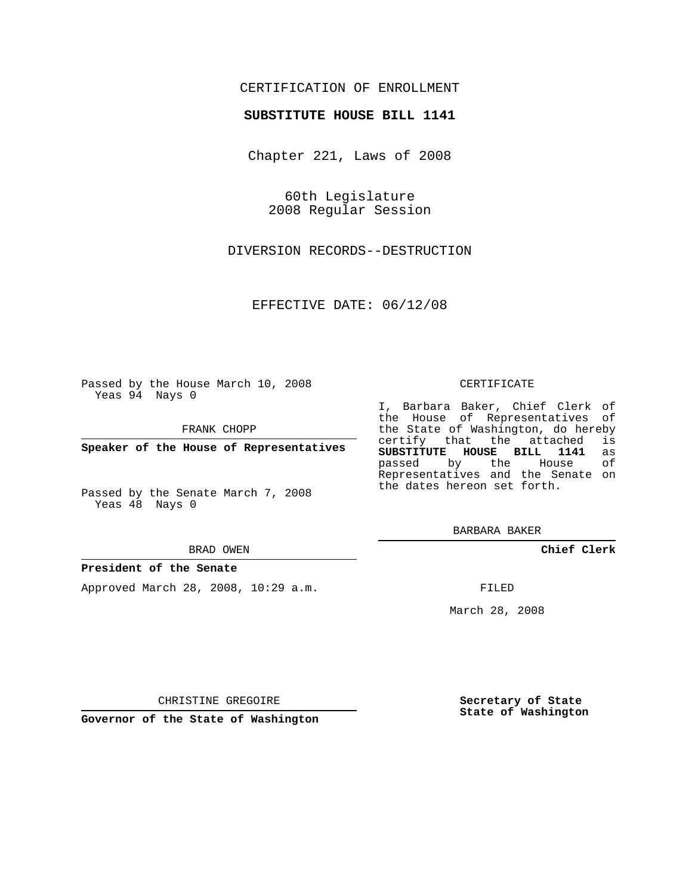CERTIFICATION OF ENROLLMENT

**SUBSTITUTE HOUSE BILL 1141**

Chapter 221, Laws of 2008

60th Legislature
2008 Regular Session

DIVERSION RECORDS--DESTRUCTION

EFFECTIVE DATE: 06/12/08

Passed by the House March 10, 2008
Yeas 94 Nays 0

FRANK CHOPP

**Speaker of the House of Representatives**

Passed by the Senate March 7, 2008
Yeas 48 Nays 0

BRAD OWEN

**President of the Senate**

Approved March 28, 2008, 10:29 a.m.

CHRISTINE GREGOIRE

**Governor of the State of Washington**

CERTIFICATE

I, Barbara Baker, Chief Clerk of the House of Representatives of the State of Washington, do hereby certify that the attached is **SUBSTITUTE HOUSE BILL 1141** as passed by the House of Representatives and the Senate on the dates hereon set forth.

BARBARA BAKER

**Chief Clerk**

FILED

March 28, 2008

**Secretary of State**
**State of Washington**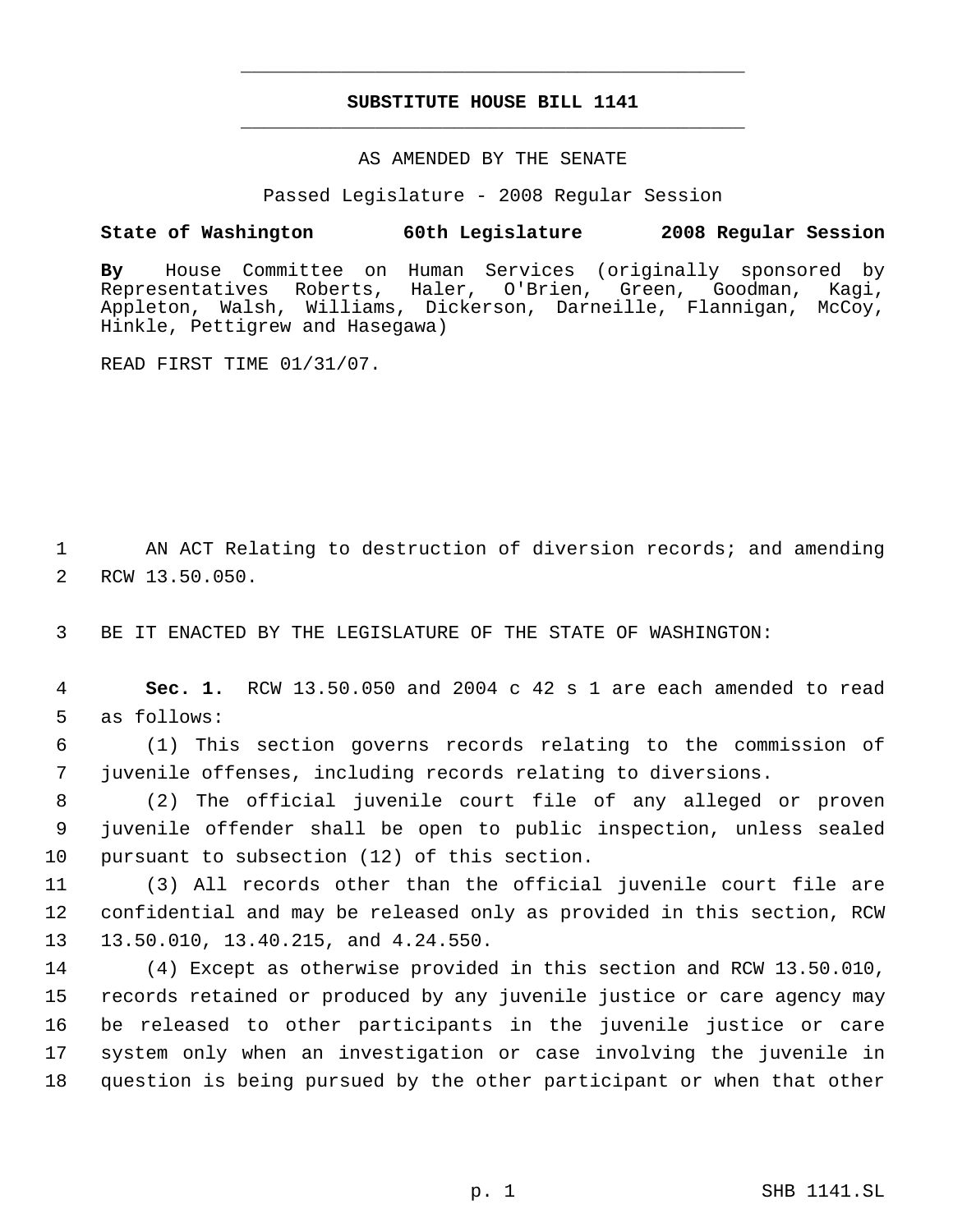# SUBSTITUTE HOUSE BILL 1141

AS AMENDED BY THE SENATE

Passed Legislature - 2008 Regular Session

**State of Washington 60th Legislature 2008 Regular Session**

**By** House Committee on Human Services (originally sponsored by Representatives Roberts, Haler, O'Brien, Green, Goodman, Kagi, Appleton, Walsh, Williams, Dickerson, Darneille, Flannigan, McCoy, Hinkle, Pettigrew and Hasegawa)

READ FIRST TIME 01/31/07.

AN ACT Relating to destruction of diversion records; and amending RCW 13.50.050.

BE IT ENACTED BY THE LEGISLATURE OF THE STATE OF WASHINGTON:

**Sec. 1.** RCW 13.50.050 and 2004 c 42 s 1 are each amended to read as follows:

(1) This section governs records relating to the commission of juvenile offenses, including records relating to diversions.

(2) The official juvenile court file of any alleged or proven juvenile offender shall be open to public inspection, unless sealed pursuant to subsection (12) of this section.

(3) All records other than the official juvenile court file are confidential and may be released only as provided in this section, RCW 13.50.010, 13.40.215, and 4.24.550.

(4) Except as otherwise provided in this section and RCW 13.50.010, records retained or produced by any juvenile justice or care agency may be released to other participants in the juvenile justice or care system only when an investigation or case involving the juvenile in question is being pursued by the other participant or when that other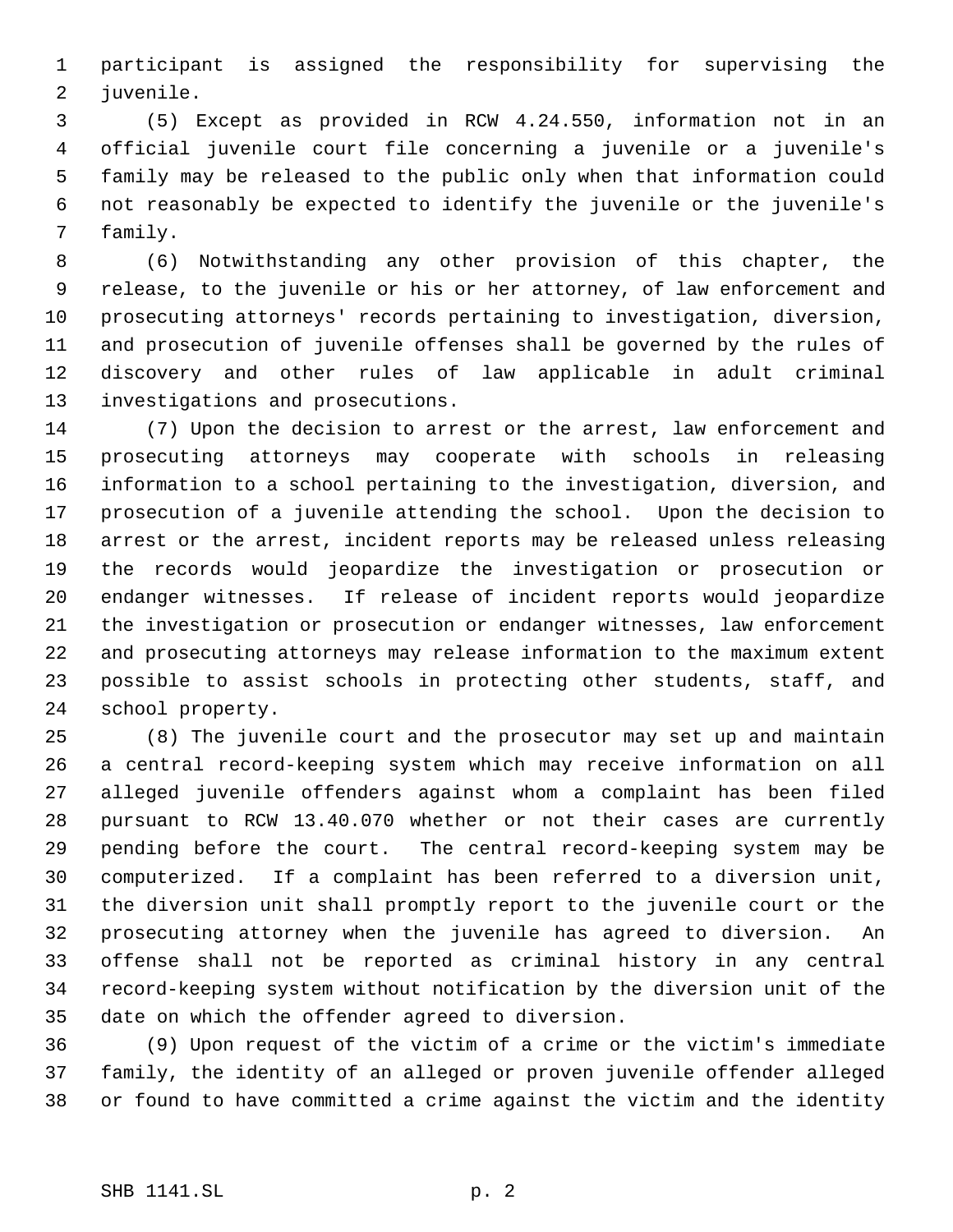participant is assigned the responsibility for supervising the juvenile.

(5) Except as provided in RCW 4.24.550, information not in an official juvenile court file concerning a juvenile or a juvenile's family may be released to the public only when that information could not reasonably be expected to identify the juvenile or the juvenile's family.

(6) Notwithstanding any other provision of this chapter, the release, to the juvenile or his or her attorney, of law enforcement and prosecuting attorneys' records pertaining to investigation, diversion, and prosecution of juvenile offenses shall be governed by the rules of discovery and other rules of law applicable in adult criminal investigations and prosecutions.

(7) Upon the decision to arrest or the arrest, law enforcement and prosecuting attorneys may cooperate with schools in releasing information to a school pertaining to the investigation, diversion, and prosecution of a juvenile attending the school. Upon the decision to arrest or the arrest, incident reports may be released unless releasing the records would jeopardize the investigation or prosecution or endanger witnesses. If release of incident reports would jeopardize the investigation or prosecution or endanger witnesses, law enforcement and prosecuting attorneys may release information to the maximum extent possible to assist schools in protecting other students, staff, and school property.

(8) The juvenile court and the prosecutor may set up and maintain a central record-keeping system which may receive information on all alleged juvenile offenders against whom a complaint has been filed pursuant to RCW 13.40.070 whether or not their cases are currently pending before the court. The central record-keeping system may be computerized. If a complaint has been referred to a diversion unit, the diversion unit shall promptly report to the juvenile court or the prosecuting attorney when the juvenile has agreed to diversion. An offense shall not be reported as criminal history in any central record-keeping system without notification by the diversion unit of the date on which the offender agreed to diversion.

(9) Upon request of the victim of a crime or the victim's immediate family, the identity of an alleged or proven juvenile offender alleged or found to have committed a crime against the victim and the identity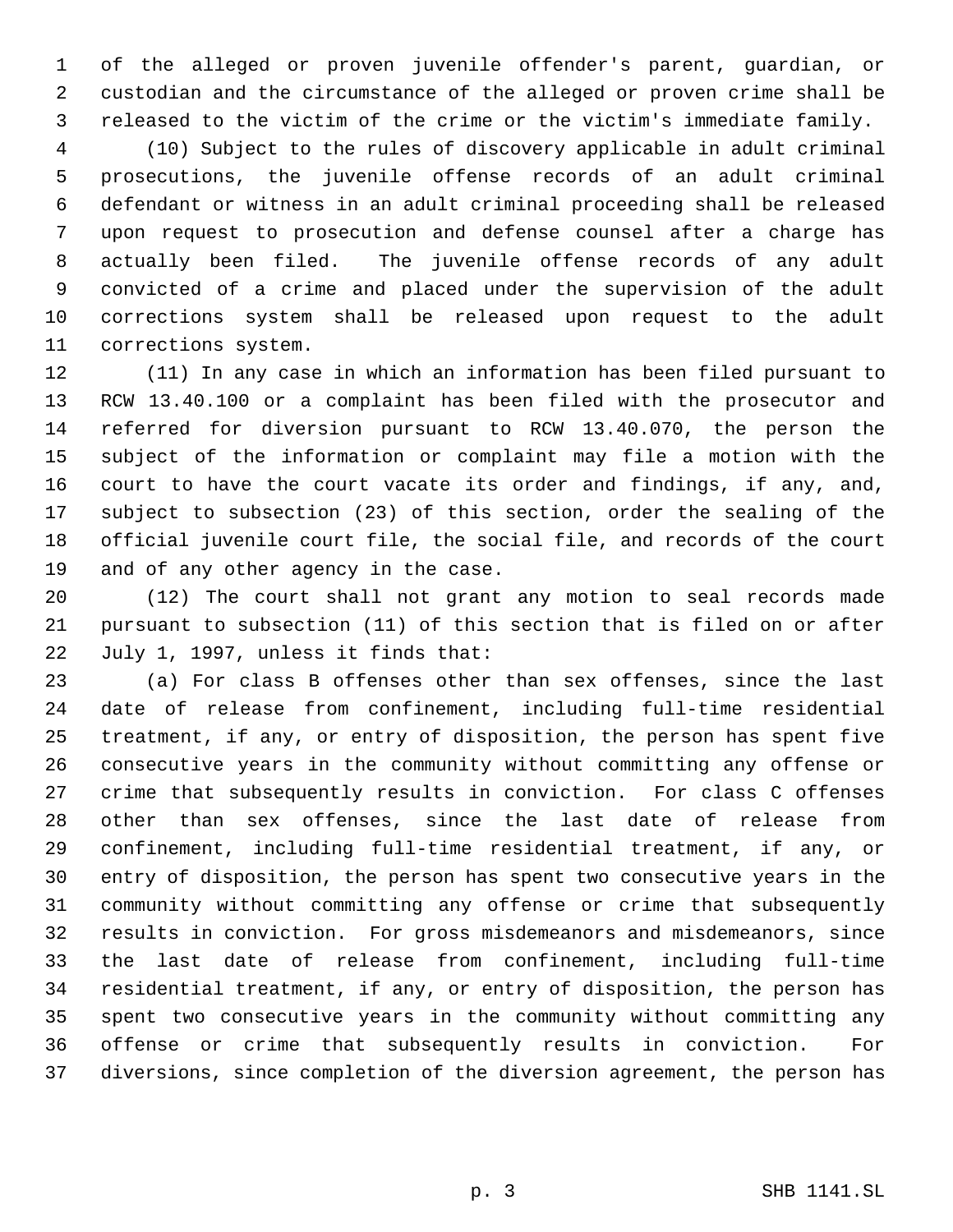of the alleged or proven juvenile offender's parent, guardian, or custodian and the circumstance of the alleged or proven crime shall be released to the victim of the crime or the victim's immediate family.

(10) Subject to the rules of discovery applicable in adult criminal prosecutions, the juvenile offense records of an adult criminal defendant or witness in an adult criminal proceeding shall be released upon request to prosecution and defense counsel after a charge has actually been filed. The juvenile offense records of any adult convicted of a crime and placed under the supervision of the adult corrections system shall be released upon request to the adult corrections system.

(11) In any case in which an information has been filed pursuant to RCW 13.40.100 or a complaint has been filed with the prosecutor and referred for diversion pursuant to RCW 13.40.070, the person the subject of the information or complaint may file a motion with the court to have the court vacate its order and findings, if any, and, subject to subsection (23) of this section, order the sealing of the official juvenile court file, the social file, and records of the court and of any other agency in the case.

(12) The court shall not grant any motion to seal records made pursuant to subsection (11) of this section that is filed on or after July 1, 1997, unless it finds that:

(a) For class B offenses other than sex offenses, since the last date of release from confinement, including full-time residential treatment, if any, or entry of disposition, the person has spent five consecutive years in the community without committing any offense or crime that subsequently results in conviction. For class C offenses other than sex offenses, since the last date of release from confinement, including full-time residential treatment, if any, or entry of disposition, the person has spent two consecutive years in the community without committing any offense or crime that subsequently results in conviction. For gross misdemeanors and misdemeanors, since the last date of release from confinement, including full-time residential treatment, if any, or entry of disposition, the person has spent two consecutive years in the community without committing any offense or crime that subsequently results in conviction. For diversions, since completion of the diversion agreement, the person has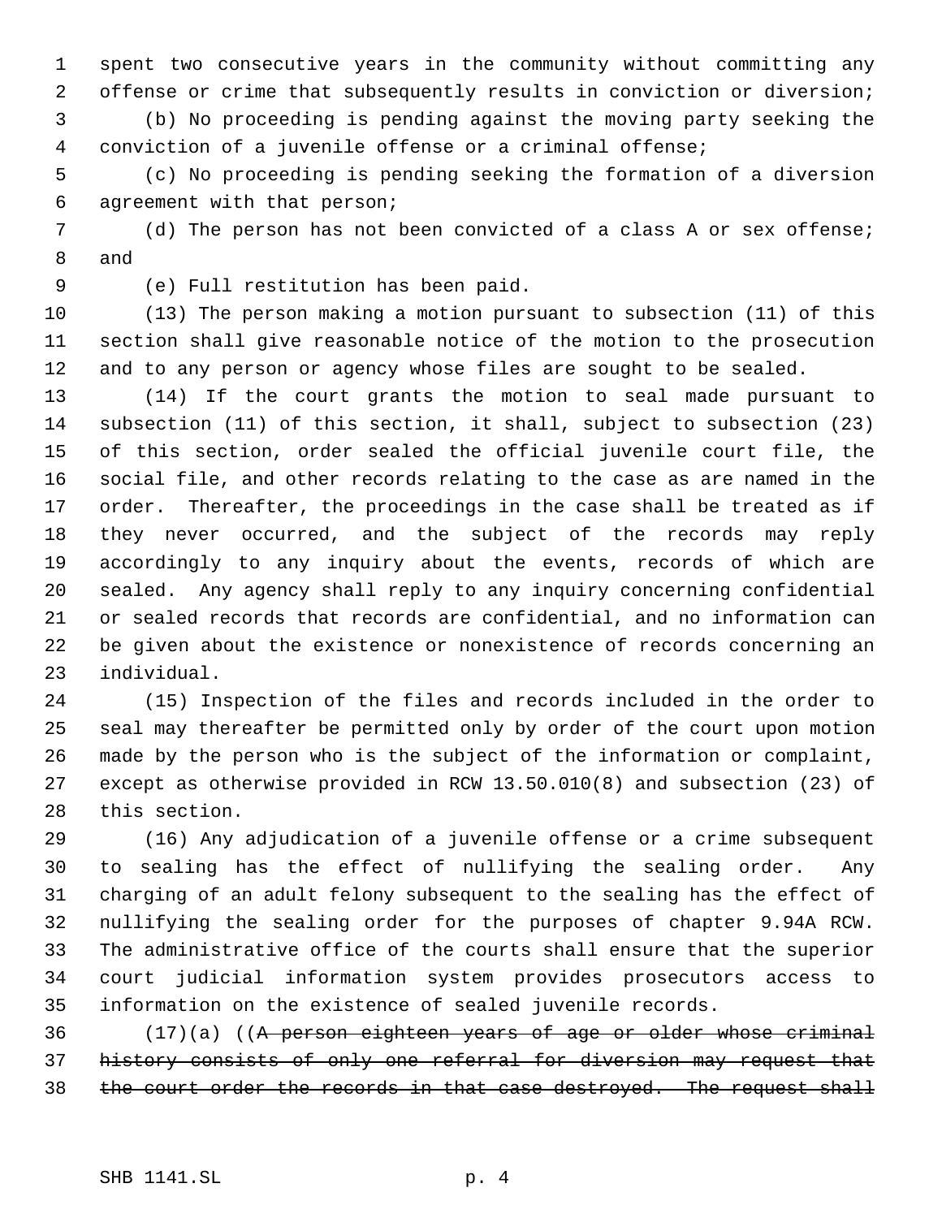spent two consecutive years in the community without committing any offense or crime that subsequently results in conviction or diversion;

(b) No proceeding is pending against the moving party seeking the conviction of a juvenile offense or a criminal offense;

(c) No proceeding is pending seeking the formation of a diversion agreement with that person;

(d) The person has not been convicted of a class A or sex offense; and

(e) Full restitution has been paid.

(13) The person making a motion pursuant to subsection (11) of this section shall give reasonable notice of the motion to the prosecution and to any person or agency whose files are sought to be sealed.

(14) If the court grants the motion to seal made pursuant to subsection (11) of this section, it shall, subject to subsection (23) of this section, order sealed the official juvenile court file, the social file, and other records relating to the case as are named in the order. Thereafter, the proceedings in the case shall be treated as if they never occurred, and the subject of the records may reply accordingly to any inquiry about the events, records of which are sealed. Any agency shall reply to any inquiry concerning confidential or sealed records that records are confidential, and no information can be given about the existence or nonexistence of records concerning an individual.

(15) Inspection of the files and records included in the order to seal may thereafter be permitted only by order of the court upon motion made by the person who is the subject of the information or complaint, except as otherwise provided in RCW 13.50.010(8) and subsection (23) of this section.

(16) Any adjudication of a juvenile offense or a crime subsequent to sealing has the effect of nullifying the sealing order. Any charging of an adult felony subsequent to the sealing has the effect of nullifying the sealing order for the purposes of chapter 9.94A RCW. The administrative office of the courts shall ensure that the superior court judicial information system provides prosecutors access to information on the existence of sealed juvenile records.

(17)(a) ((~~A person eighteen years of age or older whose criminal history consists of only one referral for diversion may request that the court order the records in that case destroyed. The request shall~~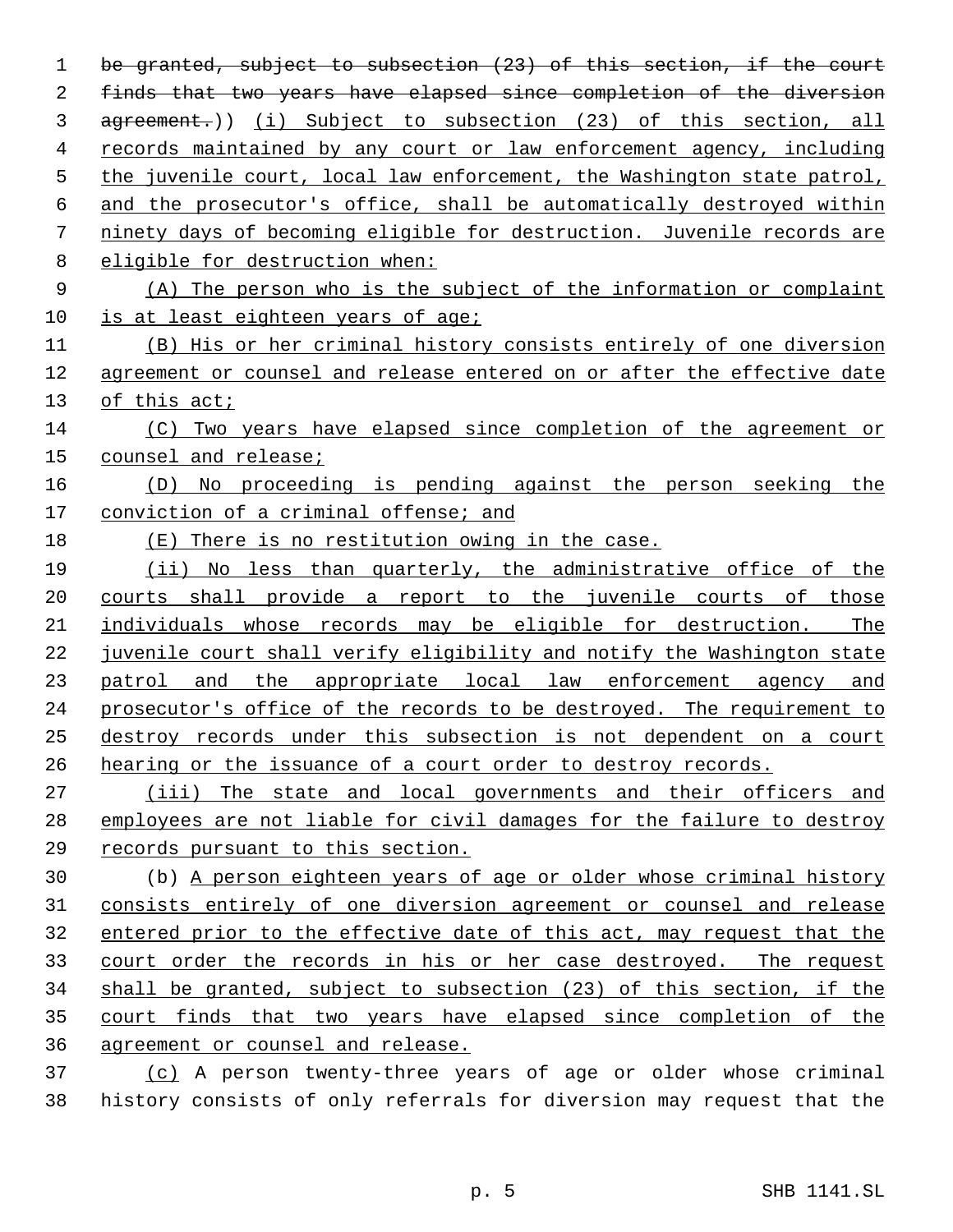~~be granted, subject to subsection (23) of this section, if the court finds that two years have elapsed since completion of the diversion agreement.~~)) <u>(i) Subject to subsection (23) of this section, all records maintained by any court or law enforcement agency, including the juvenile court, local law enforcement, the Washington state patrol, and the prosecutor's office, shall be automatically destroyed within ninety days of becoming eligible for destruction. Juvenile records are eligible for destruction when:</u>

<u>(A) The person who is the subject of the information or complaint is at least eighteen years of age;</u>

<u>(B) His or her criminal history consists entirely of one diversion agreement or counsel and release entered on or after the effective date of this act;</u>

<u>(C) Two years have elapsed since completion of the agreement or counsel and release;</u>

<u>(D) No proceeding is pending against the person seeking the conviction of a criminal offense; and</u>

<u>(E) There is no restitution owing in the case.</u>

<u>(ii) No less than quarterly, the administrative office of the courts shall provide a report to the juvenile courts of those individuals whose records may be eligible for destruction. The juvenile court shall verify eligibility and notify the Washington state patrol and the appropriate local law enforcement agency and prosecutor's office of the records to be destroyed. The requirement to destroy records under this subsection is not dependent on a court hearing or the issuance of a court order to destroy records.</u>

<u>(iii) The state and local governments and their officers and employees are not liable for civil damages for the failure to destroy records pursuant to this section.</u>

(b) <u>A person eighteen years of age or older whose criminal history consists entirely of one diversion agreement or counsel and release entered prior to the effective date of this act, may request that the court order the records in his or her case destroyed. The request shall be granted, subject to subsection (23) of this section, if the court finds that two years have elapsed since completion of the agreement or counsel and release.</u>

<u>(c)</u> A person twenty-three years of age or older whose criminal history consists of only referrals for diversion may request that the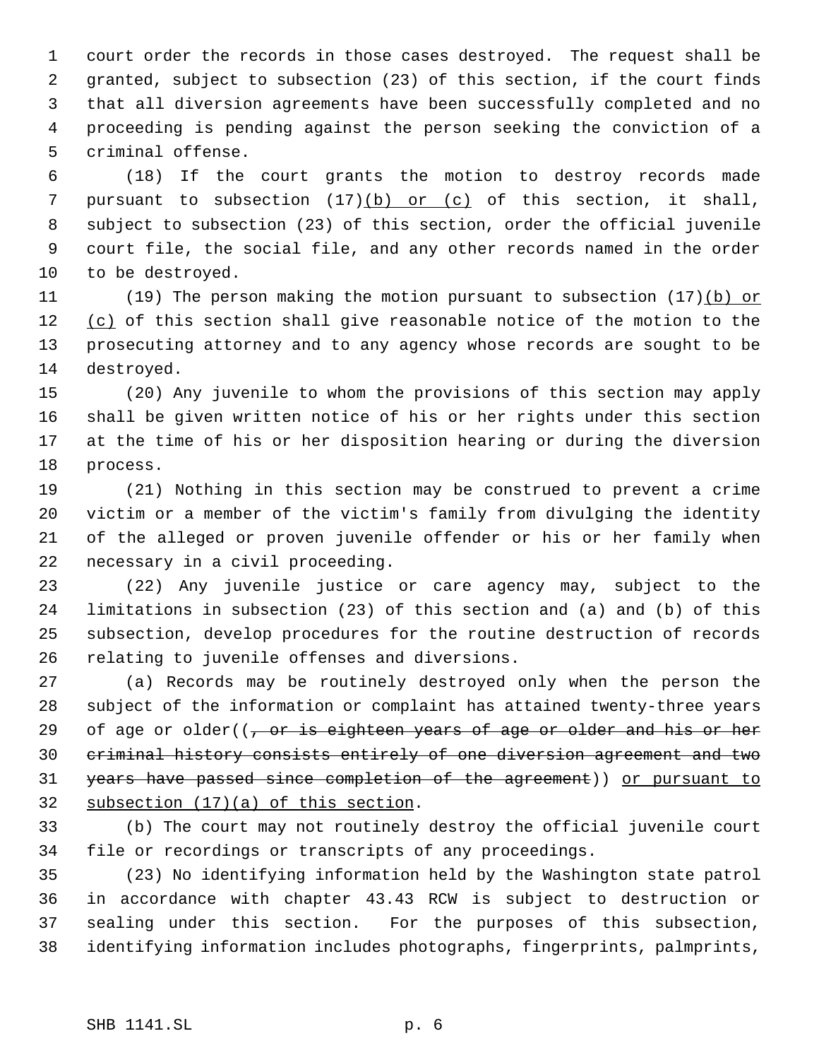court order the records in those cases destroyed. The request shall be granted, subject to subsection (23) of this section, if the court finds that all diversion agreements have been successfully completed and no proceeding is pending against the person seeking the conviction of a criminal offense.

(18) If the court grants the motion to destroy records made pursuant to subsection (17)<u>(b) or (c)</u> of this section, it shall, subject to subsection (23) of this section, order the official juvenile court file, the social file, and any other records named in the order to be destroyed.

(19) The person making the motion pursuant to subsection (17)<u>(b) or (c)</u> of this section shall give reasonable notice of the motion to the prosecuting attorney and to any agency whose records are sought to be destroyed.

(20) Any juvenile to whom the provisions of this section may apply shall be given written notice of his or her rights under this section at the time of his or her disposition hearing or during the diversion process.

(21) Nothing in this section may be construed to prevent a crime victim or a member of the victim's family from divulging the identity of the alleged or proven juvenile offender or his or her family when necessary in a civil proceeding.

(22) Any juvenile justice or care agency may, subject to the limitations in subsection (23) of this section and (a) and (b) of this subsection, develop procedures for the routine destruction of records relating to juvenile offenses and diversions.

(a) Records may be routinely destroyed only when the person the subject of the information or complaint has attained twenty-three years of age or older((~~, or is eighteen years of age or older and his or her criminal history consists entirely of one diversion agreement and two years have passed since completion of the agreement~~)) <u>or pursuant to subsection (17)(a) of this section</u>.

(b) The court may not routinely destroy the official juvenile court file or recordings or transcripts of any proceedings.

(23) No identifying information held by the Washington state patrol in accordance with chapter 43.43 RCW is subject to destruction or sealing under this section. For the purposes of this subsection, identifying information includes photographs, fingerprints, palmprints,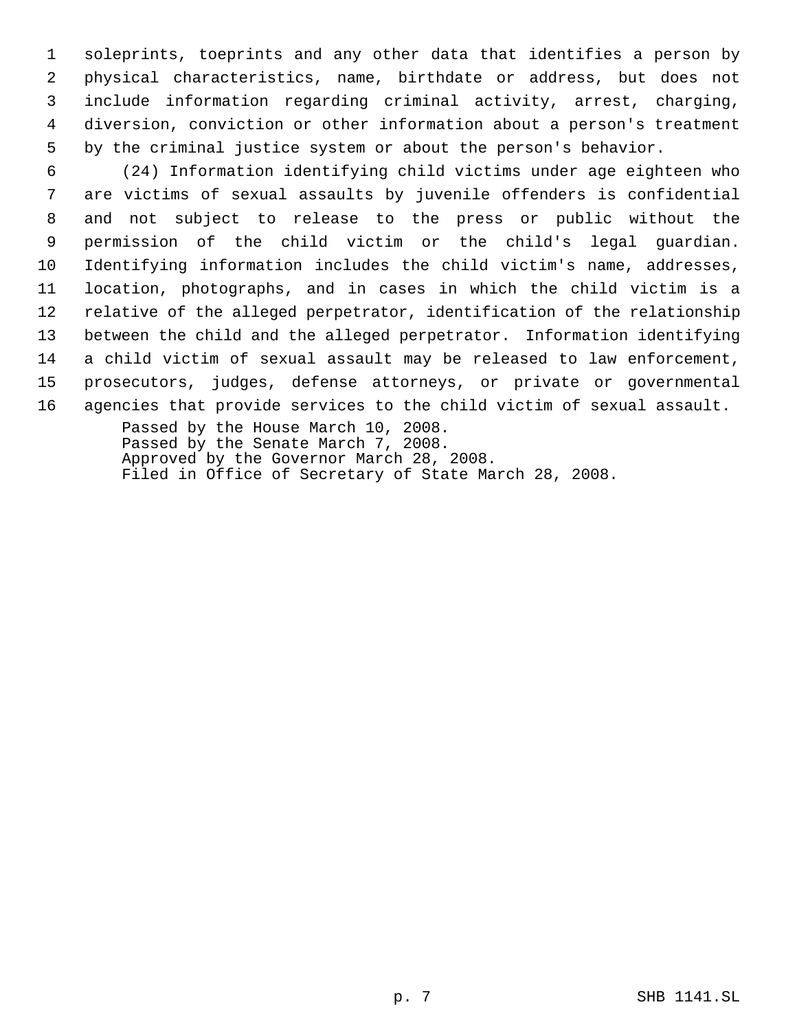soleprints, toeprints and any other data that identifies a person by physical characteristics, name, birthdate or address, but does not include information regarding criminal activity, arrest, charging, diversion, conviction or other information about a person's treatment by the criminal justice system or about the person's behavior.

(24) Information identifying child victims under age eighteen who are victims of sexual assaults by juvenile offenders is confidential and not subject to release to the press or public without the permission of the child victim or the child's legal guardian. Identifying information includes the child victim's name, addresses, location, photographs, and in cases in which the child victim is a relative of the alleged perpetrator, identification of the relationship between the child and the alleged perpetrator. Information identifying a child victim of sexual assault may be released to law enforcement, prosecutors, judges, defense attorneys, or private or governmental agencies that provide services to the child victim of sexual assault.

Passed by the House March 10, 2008.
Passed by the Senate March 7, 2008.
Approved by the Governor March 28, 2008.
Filed in Office of Secretary of State March 28, 2008.